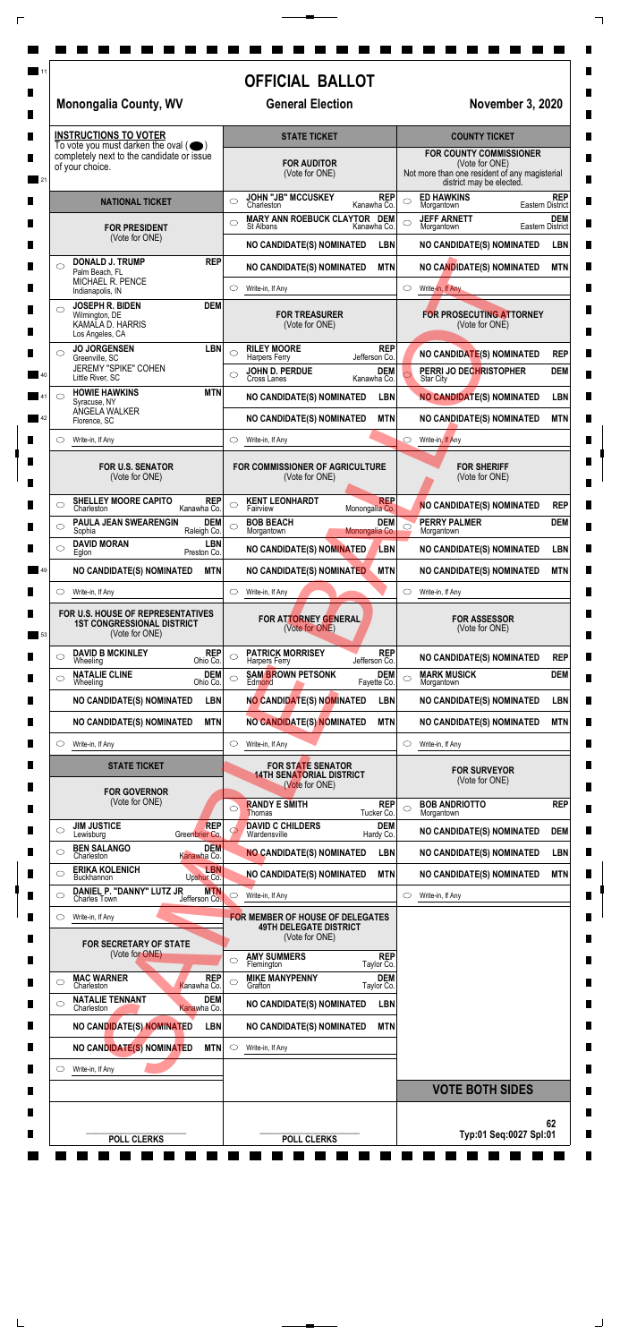# OFFICIAL BALLOT

**Monongalia County, WV** | **General Election** | **November 3, 2020**

## INSTRUCTIONS TO VOTER

To vote you must darken the oval ( ⬤ ) completely next to the candidate or issue of your choice.

## NATIONAL TICKET

### FOR PRESIDENT
(Vote for ONE)

- DONALD J. TRUMP — REP — Palm Beach, FL; MICHAEL R. PENCE — Indianapolis, IN
- JOSEPH R. BIDEN — DEM — Wilmington, DE; KAMALA D. HARRIS — Los Angeles, CA
- JO JORGENSEN — LBN — Greenville, SC; JEREMY "SPIKE" COHEN — Little River, SC
- HOWIE HAWKINS — MTN — Syracuse, NY; ANGELA WALKER — Florence, SC
- Write-in, If Any

### FOR U.S. SENATOR
(Vote for ONE)

- SHELLEY MOORE CAPITO — REP — Charleston, Kanawha Co.
- PAULA JEAN SWEARENGIN — DEM — Sophia, Raleigh Co.
- DAVID MORAN — LBN — Eglon, Preston Co.
- NO CANDIDATE(S) NOMINATED — MTN
- Write-in, If Any

### FOR U.S. HOUSE OF REPRESENTATIVES 1ST CONGRESSIONAL DISTRICT
(Vote for ONE)

- DAVID B MCKINLEY — REP — Wheeling, Ohio Co.
- NATALIE CLINE — DEM — Wheeling, Ohio Co.
- NO CANDIDATE(S) NOMINATED — LBN
- NO CANDIDATE(S) NOMINATED — MTN
- Write-in, If Any

## STATE TICKET

### FOR GOVERNOR
(Vote for ONE)

- JIM JUSTICE — REP — Lewisburg, Greenbrier Co.
- BEN SALANGO — DEM — Charleston, Kanawha Co.
- ERIKA KOLENICH — LBN — Buckhannon, Upshur Co.
- DANIEL P. "DANNY" LUTZ JR — MTN — Charles Town, Jefferson Co.
- Write-in, If Any

### FOR SECRETARY OF STATE
(Vote for ONE)

- MAC WARNER — REP — Charleston, Kanawha Co.
- NATALIE TENNANT — DEM — Charleston, Kanawha Co.
- NO CANDIDATE(S) NOMINATED — LBN
- NO CANDIDATE(S) NOMINATED — MTN
- Write-in, If Any

## STATE TICKET

### FOR AUDITOR
(Vote for ONE)

- JOHN "JB" MCCUSKEY — REP — Charleston, Kanawha Co.
- MARY ANN ROEBUCK CLAYTON — DEM — St Albans, Kanawha Co.
- NO CANDIDATE(S) NOMINATED — LBN
- NO CANDIDATE(S) NOMINATED — MTN
- Write-in, If Any

### FOR TREASURER
(Vote for ONE)

- RILEY MOORE — REP — Harpers Ferry, Jefferson Co.
- JOHN D. PERDUE — DEM — Cross Lanes, Kanawha Co.
- NO CANDIDATE(S) NOMINATED — LBN
- NO CANDIDATE(S) NOMINATED — MTN
- Write-in, If Any

### FOR COMMISSIONER OF AGRICULTURE
(Vote for ONE)

- KENT LEONHARDT — REP — Fairview, Monongalia Co.
- BOB BEACH — DEM — Morgantown, Monongalia Co.
- NO CANDIDATE(S) NOMINATED — LBN
- NO CANDIDATE(S) NOMINATED — MTN
- Write-in, If Any

### FOR ATTORNEY GENERAL
(Vote for ONE)

- PATRICK MORRISEY — REP — Harpers Ferry, Jefferson Co.
- SAM BROWN PETSONK — DEM — Edmond, Fayette Co.
- NO CANDIDATE(S) NOMINATED — LBN
- NO CANDIDATE(S) NOMINATED — MTN
- Write-in, If Any

### FOR STATE SENATOR 14TH SENATORIAL DISTRICT
(Vote for ONE)

- RANDY E SMITH — REP — Thomas, Tucker Co.
- DAVID C CHILDERS — DEM — Wardensville, Hardy Co.
- NO CANDIDATE(S) NOMINATED — LBN
- NO CANDIDATE(S) NOMINATED — MTN
- Write-in, If Any

### FOR MEMBER OF HOUSE OF DELEGATES 49TH DELEGATE DISTRICT
(Vote for ONE)

- AMY SUMMERS — REP — Flemington, Taylor Co.
- MIKE MANYPENNY — DEM — Grafton, Taylor Co.
- NO CANDIDATE(S) NOMINATED — LBN
- NO CANDIDATE(S) NOMINATED — MTN
- Write-in, If Any

## COUNTY TICKET

### FOR COUNTY COMMISSIONER
(Vote for ONE)
Not more than one resident of any magisterial district may be elected.

- ED HAWKINS — REP — Morgantown, Eastern District
- JEFF ARNETT — DEM — Morgantown, Eastern District
- NO CANDIDATE(S) NOMINATED — LBN
- NO CANDIDATE(S) NOMINATED — MTN
- Write-in, If Any

### FOR PROSECUTING ATTORNEY
(Vote for ONE)

- NO CANDIDATE(S) NOMINATED — REP
- PERRI JO DECHRISTOPHER — DEM — Star City
- NO CANDIDATE(S) NOMINATED — LBN
- NO CANDIDATE(S) NOMINATED — MTN
- Write-in, If Any

### FOR SHERIFF
(Vote for ONE)

- NO CANDIDATE(S) NOMINATED — REP
- PERRY PALMER — DEM — Morgantown
- NO CANDIDATE(S) NOMINATED — LBN
- NO CANDIDATE(S) NOMINATED — MTN
- Write-in, If Any

### FOR ASSESSOR
(Vote for ONE)

- NO CANDIDATE(S) NOMINATED — REP
- MARK MUSICK — DEM — Morgantown
- NO CANDIDATE(S) NOMINATED — LBN
- NO CANDIDATE(S) NOMINATED — MTN
- Write-in, If Any

### FOR SURVEYOR
(Vote for ONE)

- BOB ANDRIOTTO — REP — Morgantown
- NO CANDIDATE(S) NOMINATED — DEM
- NO CANDIDATE(S) NOMINATED — LBN
- NO CANDIDATE(S) NOMINATED — MTN
- Write-in, If Any

**VOTE BOTH SIDES**

POLL CLERKS | POLL CLERKS

62
Typ:01 Seq:0027 Spl:01

SAMPLE BALLOT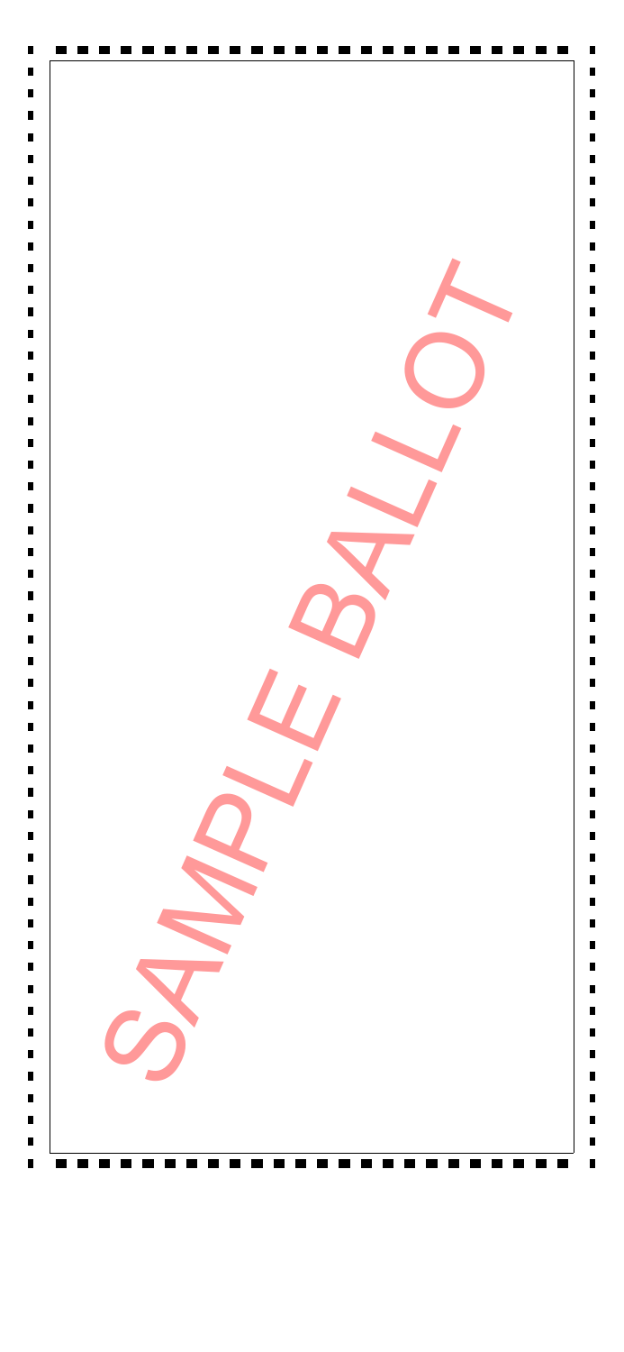SAMPLE BALLOT